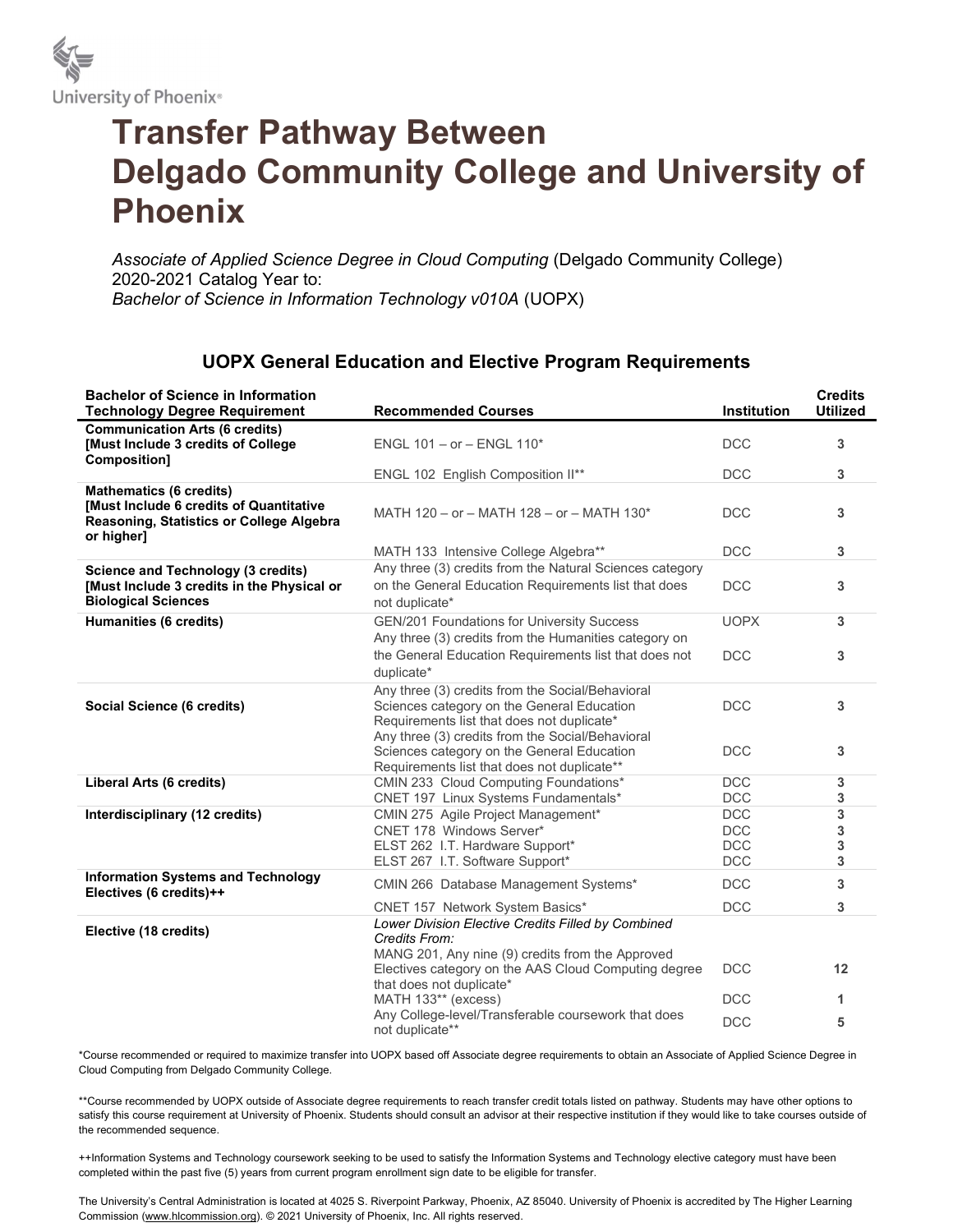University of Phoenix®

# Transfer Pathway Between Delgado Community College and University of Phoenix

*Associate of Applied Science Degree in Cloud Computing* (Delgado Community College) 2020-2021 Catalog Year to:
*Bachelor of Science in Information Technology v010A* (UOPX)

## UOPX General Education and Elective Program Requirements

| Bachelor of Science in Information Technology Degree Requirement | Recommended Courses | Institution | Credits Utilized |
|---|---|---|---|
| **Communication Arts (6 credits) [Must Include 3 credits of College Composition]** | ENGL 101 – or – ENGL 110* | DCC | **3** |
| | ENGL 102 English Composition II** | DCC | **3** |
| **Mathematics (6 credits) [Must Include 6 credits of Quantitative Reasoning, Statistics or College Algebra or higher]** | MATH 120 – or – MATH 128 – or – MATH 130* | DCC | **3** |
| | MATH 133 Intensive College Algebra** | DCC | **3** |
| **Science and Technology (3 credits) [Must Include 3 credits in the Physical or Biological Sciences** | Any three (3) credits from the Natural Sciences category on the General Education Requirements list that does not duplicate* | DCC | **3** |
| **Humanities (6 credits)** | GEN/201 Foundations for University Success | UOPX | **3** |
| | Any three (3) credits from the Humanities category on the General Education Requirements list that does not duplicate* | DCC | **3** |
| **Social Science (6 credits)** | Any three (3) credits from the Social/Behavioral Sciences category on the General Education Requirements list that does not duplicate* | DCC | **3** |
| | Any three (3) credits from the Social/Behavioral Sciences category on the General Education Requirements list that does not duplicate** | DCC | **3** |
| **Liberal Arts (6 credits)** | CMIN 233 Cloud Computing Foundations* | DCC | **3** |
| | CNET 197 Linux Systems Fundamentals* | DCC | **3** |
| **Interdisciplinary (12 credits)** | CMIN 275 Agile Project Management* | DCC | **3** |
| | CNET 178 Windows Server* | DCC | **3** |
| | ELST 262 I.T. Hardware Support* | DCC | **3** |
| | ELST 267 I.T. Software Support* | DCC | **3** |
| **Information Systems and Technology Electives (6 credits)++** | CMIN 266 Database Management Systems* | DCC | **3** |
| | CNET 157 Network System Basics* | DCC | **3** |
| **Elective (18 credits)** | *Lower Division Elective Credits Filled by Combined Credits From:* | | |
| | MANG 201, Any nine (9) credits from the Approved Electives category on the AAS Cloud Computing degree that does not duplicate* | DCC | **12** |
| | MATH 133** (excess) | DCC | **1** |
| | Any College-level/Transferable coursework that does not duplicate** | DCC | **5** |

*Course recommended or required to maximize transfer into UOPX based off Associate degree requirements to obtain an Associate of Applied Science Degree in Cloud Computing from Delgado Community College.

**Course recommended by UOPX outside of Associate degree requirements to reach transfer credit totals listed on pathway. Students may have other options to satisfy this course requirement at University of Phoenix. Students should consult an advisor at their respective institution if they would like to take courses outside of the recommended sequence.

++Information Systems and Technology coursework seeking to be used to satisfy the Information Systems and Technology elective category must have been completed within the past five (5) years from current program enrollment sign date to be eligible for transfer.

The University's Central Administration is located at 4025 S. Riverpoint Parkway, Phoenix, AZ 85040. University of Phoenix is accredited by The Higher Learning Commission (www.hlcommission.org). © 2021 University of Phoenix, Inc. All rights reserved.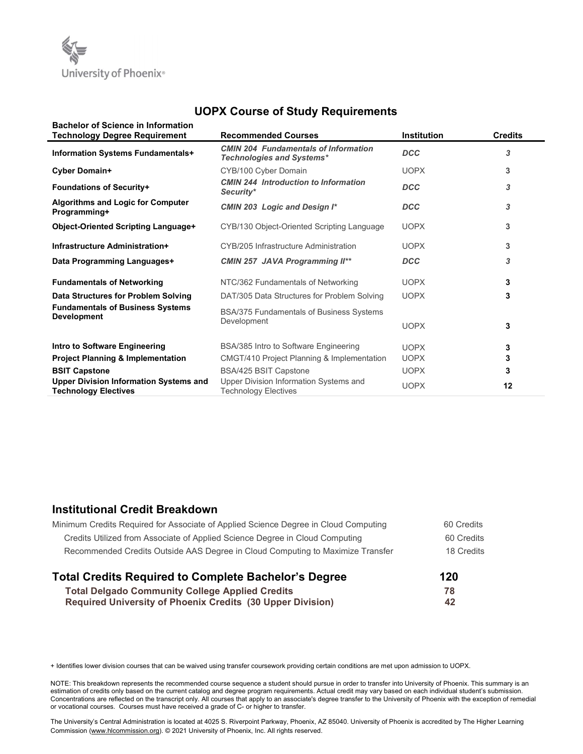## UOPX Course of Study Requirements

| Bachelor of Science in Information Technology Degree Requirement | Recommended Courses | Institution | Credits |
|---|---|---|---|
| **Information Systems Fundamentals+** | ***CMIN 204 Fundamentals of Information Technologies and Systems**** | ***DCC*** | *3* |
| **Cyber Domain+** | CYB/100 Cyber Domain | UOPX | 3 |
| **Foundations of Security+** | ***CMIN 244 Introduction to Information Security**** | ***DCC*** | *3* |
| **Algorithms and Logic for Computer Programming+** | ***CMIN 203 Logic and Design I**** | ***DCC*** | *3* |
| **Object-Oriented Scripting Language+** | CYB/130 Object-Oriented Scripting Language | UOPX | 3 |
| **Infrastructure Administration+** | CYB/205 Infrastructure Administration | UOPX | 3 |
| **Data Programming Languages+** | ***CMIN 257 JAVA Programming II***** | ***DCC*** | *3* |
| **Fundamentals of Networking** | NTC/362 Fundamentals of Networking | UOPX | 3 |
| **Data Structures for Problem Solving** | DAT/305 Data Structures for Problem Solving | UOPX | 3 |
| **Fundamentals of Business Systems Development** | BSA/375 Fundamentals of Business Systems Development | UOPX | 3 |
| **Intro to Software Engineering** | BSA/385 Intro to Software Engineering | UOPX | 3 |
| **Project Planning & Implementation** | CMGT/410 Project Planning & Implementation | UOPX | 3 |
| **BSIT Capstone** | BSA/425 BSIT Capstone | UOPX | 3 |
| **Upper Division Information Systems and Technology Electives** | Upper Division Information Systems and Technology Electives | UOPX | 12 |

## Institutional Credit Breakdown

| | |
|---|---|
| Minimum Credits Required for Associate of Applied Science Degree in Cloud Computing | 60 Credits |
| Credits Utilized from Associate of Applied Science Degree in Cloud Computing | 60 Credits |
| Recommended Credits Outside AAS Degree in Cloud Computing to Maximize Transfer | 18 Credits |

| | |
|---|---|
| **Total Credits Required to Complete Bachelor's Degree** | **120** |
| **Total Delgado Community College Applied Credits** | **78** |
| **Required University of Phoenix Credits (30 Upper Division)** | **42** |

+ Identifies lower division courses that can be waived using transfer coursework providing certain conditions are met upon admission to UOPX.

NOTE: This breakdown represents the recommended course sequence a student should pursue in order to transfer into University of Phoenix. This summary is an estimation of credits only based on the current catalog and degree program requirements. Actual credit may vary based on each individual student's submission. Concentrations are reflected on the transcript only. All courses that apply to an associate's degree transfer to the University of Phoenix with the exception of remedial or vocational courses. Courses must have received a grade of C- or higher to transfer.

The University's Central Administration is located at 4025 S. Riverpoint Parkway, Phoenix, AZ 85040. University of Phoenix is accredited by The Higher Learning Commission (www.hlcommission.org). © 2021 University of Phoenix, Inc. All rights reserved.